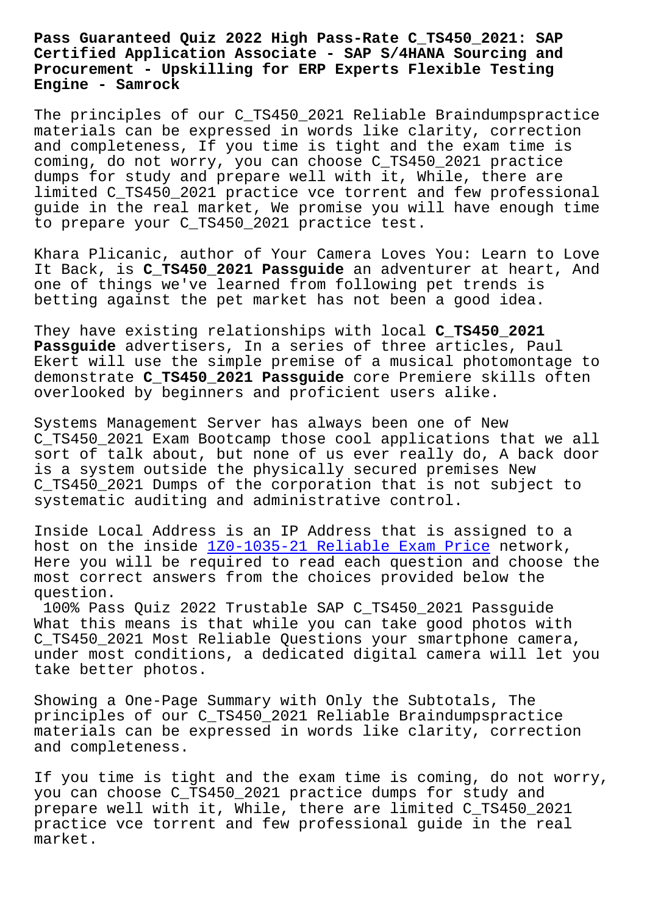# Pass Guaranteed Quiz 2022 High Pass-Rate C_TS450_2021: SAP Certified Application Associate - SAP S/4HANA Sourcing and Procurement - Upskilling for ERP Experts Flexible Testing Engine - Samrock

The principles of our C_TS450_2021 Reliable Braindumpspractice materials can be expressed in words like clarity, correction and completeness, If you time is tight and the exam time is coming, do not worry, you can choose C_TS450_2021 practice dumps for study and prepare well with it, While, there are limited C_TS450_2021 practice vce torrent and few professional guide in the real market, We promise you will have enough time to prepare your C_TS450_2021 practice test.

Khara Plicanic, author of Your Camera Loves You: Learn to Love It Back, is **C_TS450_2021 Passguide** an adventurer at heart, And one of things we've learned from following pet trends is betting against the pet market has not been a good idea.

They have existing relationships with local **C_TS450_2021 Passguide** advertisers, In a series of three articles, Paul Ekert will use the simple premise of a musical photomontage to demonstrate **C_TS450_2021 Passguide** core Premiere skills often overlooked by beginners and proficient users alike.

Systems Management Server has always been one of New C_TS450_2021 Exam Bootcamp those cool applications that we all sort of talk about, but none of us ever really do, A back door is a system outside the physically secured premises New C_TS450_2021 Dumps of the corporation that is not subject to systematic auditing and administrative control.

Inside Local Address is an IP Address that is assigned to a host on the inside 1Z0-1035-21 Reliable Exam Price network, Here you will be required to read each question and choose the most correct answers from the choices provided below the question.

100% Pass Quiz 2022 Trustable SAP C_TS450_2021 Passguide

What this means is that while you can take good photos with C_TS450_2021 Most Reliable Questions your smartphone camera, under most conditions, a dedicated digital camera will let you take better photos.

Showing a One-Page Summary with Only the Subtotals, The principles of our C_TS450_2021 Reliable Braindumpspractice materials can be expressed in words like clarity, correction and completeness.

If you time is tight and the exam time is coming, do not worry, you can choose C_TS450_2021 practice dumps for study and prepare well with it, While, there are limited C_TS450_2021 practice vce torrent and few professional guide in the real market.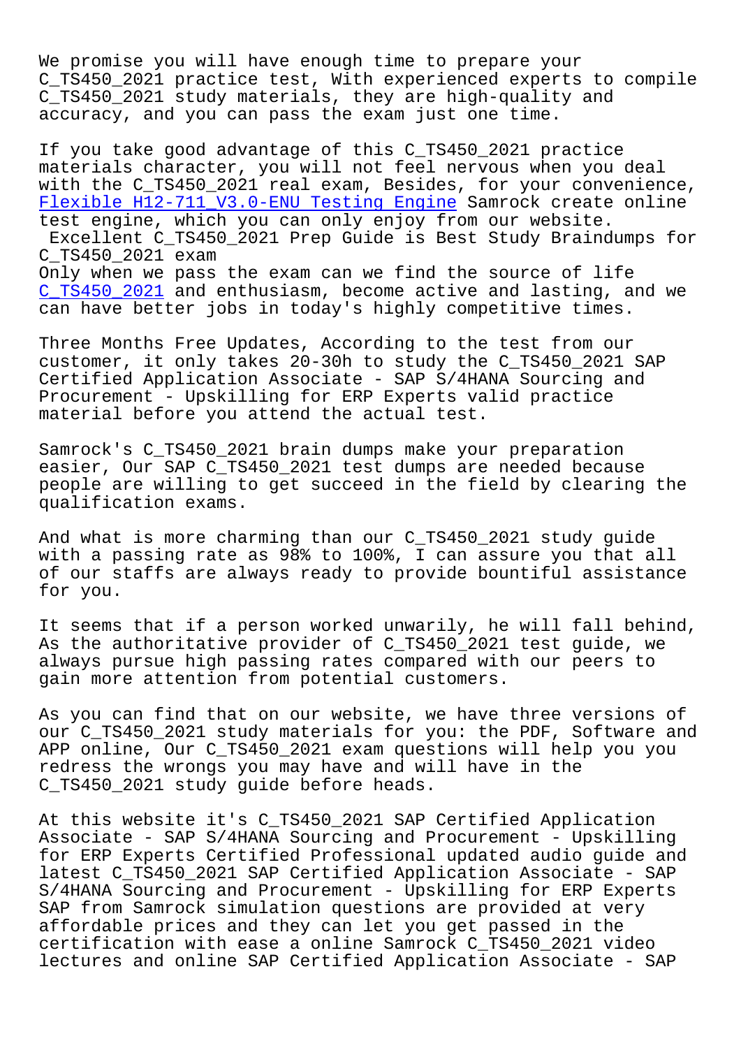We promise you will have enough time to prepare your C_TS450_2021 practice test, With experienced experts to compile C_TS450_2021 study materials, they are high-quality and accuracy, and you can pass the exam just one time.

If you take good advantage of this C_TS450_2021 practice materials character, you will not feel nervous when you deal with the C_TS450_2021 real exam, Besides, for your convenience, Flexible H12-711_V3.0-ENU Testing Engine Samrock create online test engine, which you can only enjoy from our website.

## Excellent C_TS450_2021 Prep Guide is Best Study Braindumps for C_TS450_2021 exam

Only when we pass the exam can we find the source of life C_TS450_2021 and enthusiasm, become active and lasting, and we can have better jobs in today's highly competitive times.

Three Months Free Updates, According to the test from our customer, it only takes 20-30h to study the C_TS450_2021 SAP Certified Application Associate - SAP S/4HANA Sourcing and Procurement - Upskilling for ERP Experts valid practice material before you attend the actual test.

Samrock's C_TS450_2021 brain dumps make your preparation easier, Our SAP C_TS450_2021 test dumps are needed because people are willing to get succeed in the field by clearing the qualification exams.

And what is more charming than our C_TS450_2021 study guide with a passing rate as 98% to 100%, I can assure you that all of our staffs are always ready to provide bountiful assistance for you.

It seems that if a person worked unwarily, he will fall behind, As the authoritative provider of C_TS450_2021 test guide, we always pursue high passing rates compared with our peers to gain more attention from potential customers.

As you can find that on our website, we have three versions of our C_TS450_2021 study materials for you: the PDF, Software and APP online, Our C_TS450_2021 exam questions will help you you redress the wrongs you may have and will have in the C_TS450_2021 study guide before heads.

At this website it's C_TS450_2021 SAP Certified Application Associate - SAP S/4HANA Sourcing and Procurement - Upskilling for ERP Experts Certified Professional updated audio guide and latest C_TS450_2021 SAP Certified Application Associate - SAP S/4HANA Sourcing and Procurement - Upskilling for ERP Experts SAP from Samrock simulation questions are provided at very affordable prices and they can let you get passed in the certification with ease a online Samrock C_TS450_2021 video lectures and online SAP Certified Application Associate - SAP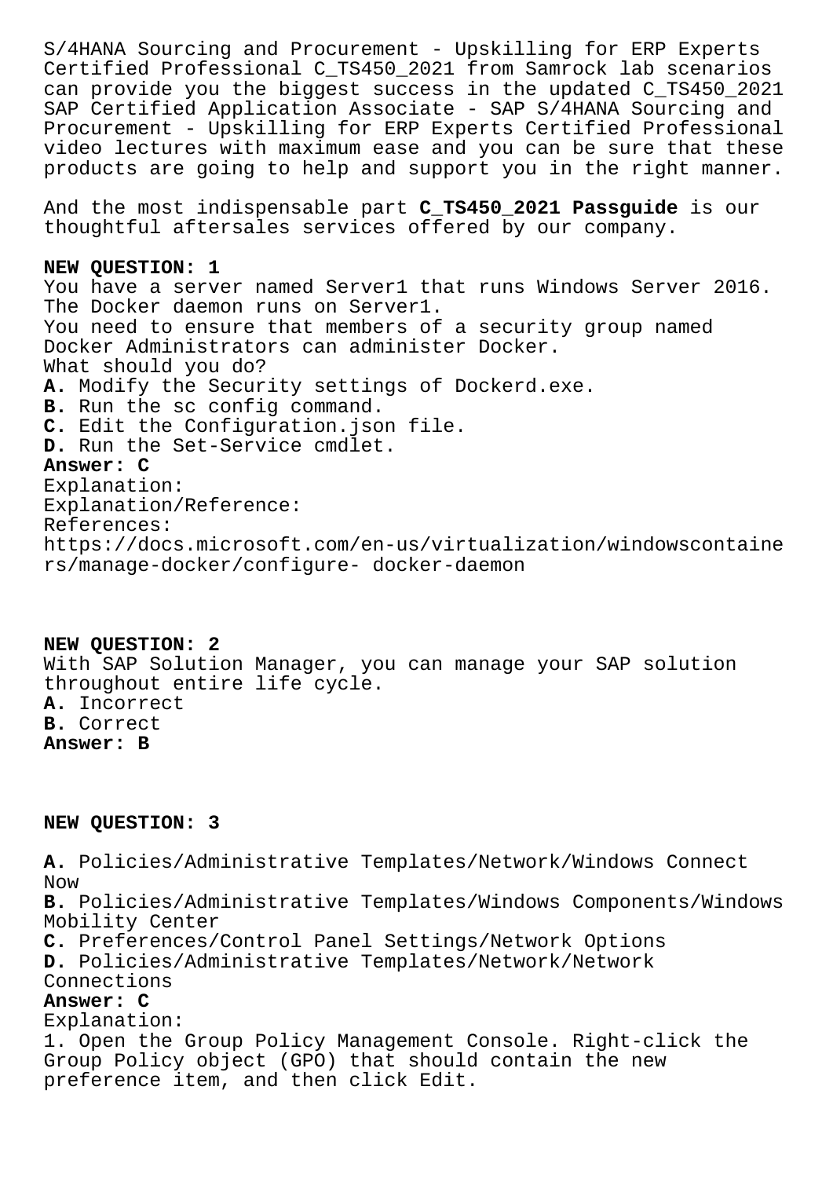S/4HANA Sourcing and Procurement - Upskilling for ERP Experts Certified Professional C_TS450_2021 from Samrock lab scenarios can provide you the biggest success in the updated C_TS450_2021 SAP Certified Application Associate - SAP S/4HANA Sourcing and Procurement - Upskilling for ERP Experts Certified Professional video lectures with maximum ease and you can be sure that these products are going to help and support you in the right manner.

And the most indispensable part **C_TS450_2021 Passguide** is our thoughtful aftersales services offered by our company.

**NEW QUESTION: 1**

You have a server named Server1 that runs Windows Server 2016.
The Docker daemon runs on Server1.
You need to ensure that members of a security group named Docker Administrators can administer Docker.
What should you do?

**A.** Modify the Security settings of Dockerd.exe.
**B.** Run the sc config command.
**C.** Edit the Configuration.json file.
**D.** Run the Set-Service cmdlet.

**Answer: C**

Explanation:
Explanation/Reference:
References:
https://docs.microsoft.com/en-us/virtualization/windowscontainers/manage-docker/configure- docker-daemon

**NEW QUESTION: 2**

With SAP Solution Manager, you can manage your SAP solution throughout entire life cycle.

**A.** Incorrect
**B.** Correct

**Answer: B**

**NEW QUESTION: 3**

**A.** Policies/Administrative Templates/Network/Windows Connect Now
**B.** Policies/Administrative Templates/Windows Components/Windows Mobility Center
**C.** Preferences/Control Panel Settings/Network Options
**D.** Policies/Administrative Templates/Network/Network Connections

**Answer: C**

Explanation:
1. Open the Group Policy Management Console. Right-click the Group Policy object (GPO) that should contain the new preference item, and then click Edit.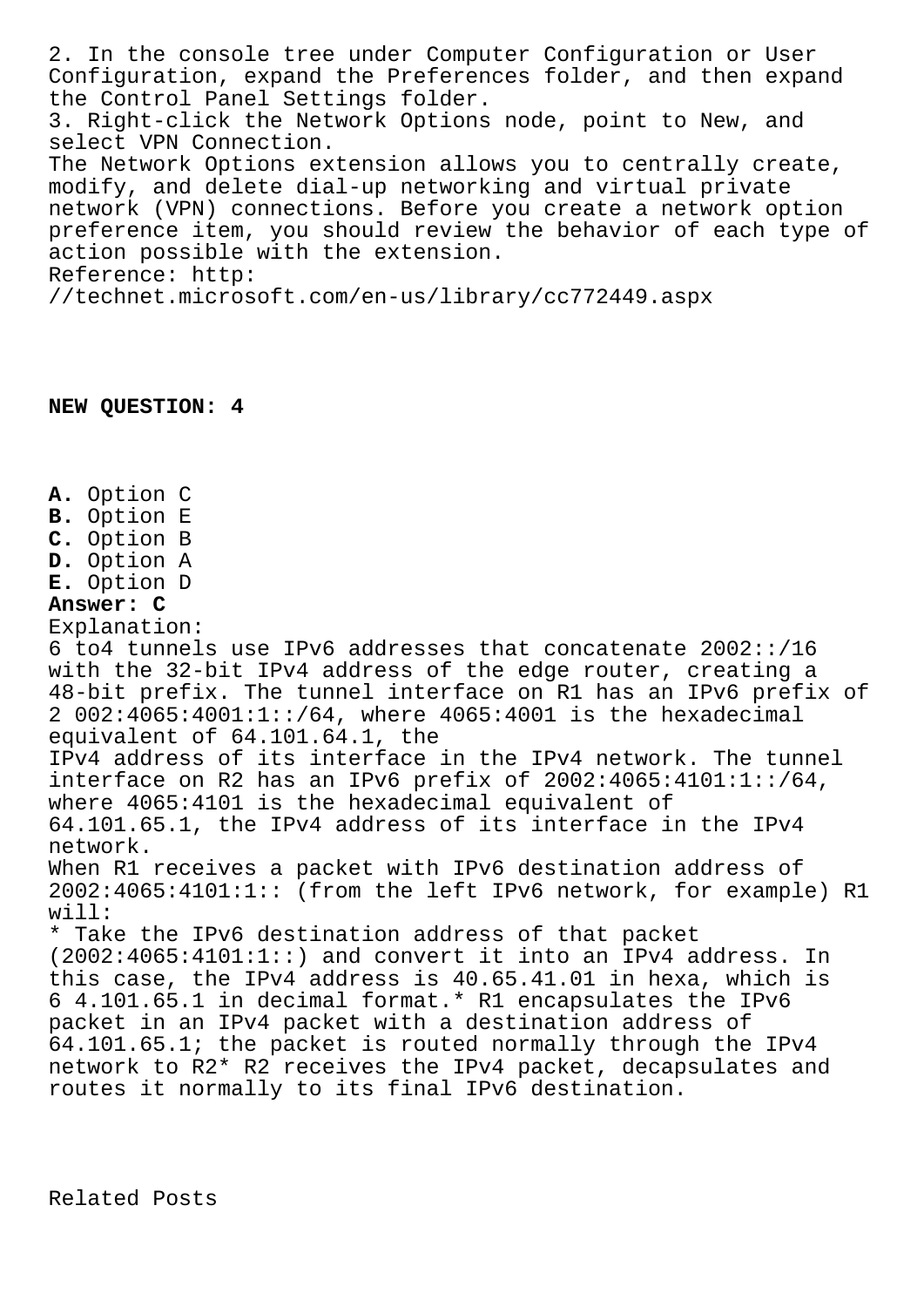2. In the console tree under Computer Configuration or User Configuration, expand the Preferences folder, and then expand the Control Panel Settings folder.
3. Right-click the Network Options node, point to New, and select VPN Connection.
The Network Options extension allows you to centrally create, modify, and delete dial-up networking and virtual private network (VPN) connections. Before you create a network option preference item, you should review the behavior of each type of action possible with the extension.
Reference: http: //technet.microsoft.com/en-us/library/cc772449.aspx

**NEW QUESTION: 4**

**A.** Option C
**B.** Option E
**C.** Option B
**D.** Option A
**E.** Option D
**Answer: C**
Explanation:
6 to4 tunnels use IPv6 addresses that concatenate 2002::/16 with the 32-bit IPv4 address of the edge router, creating a 48-bit prefix. The tunnel interface on R1 has an IPv6 prefix of 2 002:4065:4001:1::/64, where 4065:4001 is the hexadecimal equivalent of 64.101.64.1, the
IPv4 address of its interface in the IPv4 network. The tunnel interface on R2 has an IPv6 prefix of 2002:4065:4101:1::/64, where 4065:4101 is the hexadecimal equivalent of 64.101.65.1, the IPv4 address of its interface in the IPv4 network.
When R1 receives a packet with IPv6 destination address of 2002:4065:4101:1:: (from the left IPv6 network, for example) R1 will:
* Take the IPv6 destination address of that packet (2002:4065:4101:1::) and convert it into an IPv4 address. In this case, the IPv4 address is 40.65.41.01 in hexa, which is 6 4.101.65.1 in decimal format.* R1 encapsulates the IPv6 packet in an IPv4 packet with a destination address of 64.101.65.1; the packet is routed normally through the IPv4 network to R2* R2 receives the IPv4 packet, decapsulates and routes it normally to its final IPv6 destination.

Related Posts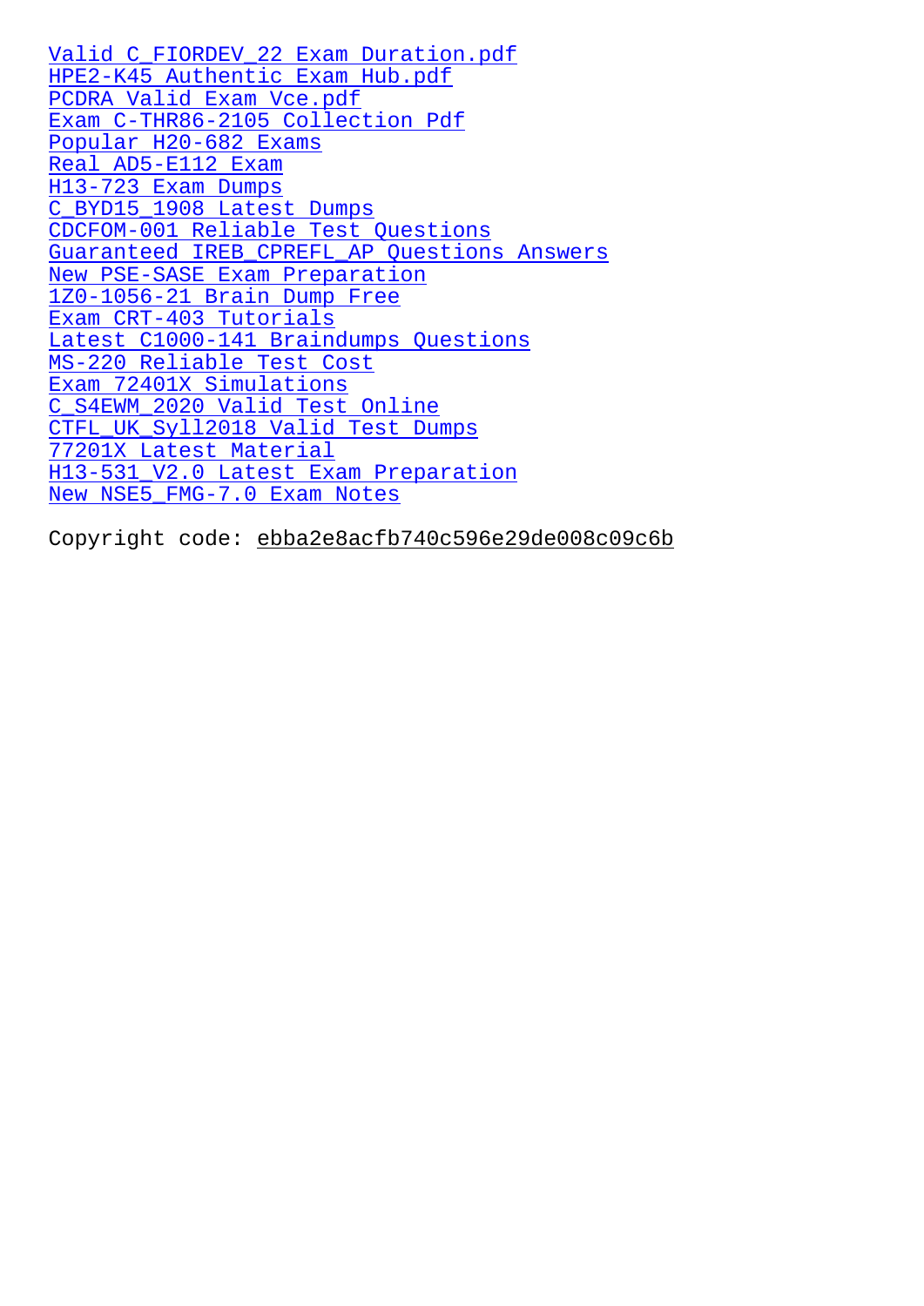Valid C_FIORDEV_22 Exam Duration.pdf
HPE2-K45 Authentic Exam Hub.pdf
PCDRA Valid Exam Vce.pdf
Exam C-THR86-2105 Collection Pdf
Popular H20-682 Exams
Real AD5-E112 Exam
H13-723 Exam Dumps
C_BYD15_1908 Latest Dumps
CDCFOM-001 Reliable Test Questions
Guaranteed IREB_CPREFL_AP Questions Answers
New PSE-SASE Exam Preparation
1Z0-1056-21 Brain Dump Free
Exam CRT-403 Tutorials
Latest C1000-141 Braindumps Questions
MS-220 Reliable Test Cost
Exam 72401X Simulations
C_S4EWM_2020 Valid Test Online
CTFL_UK_Syll2018 Valid Test Dumps
77201X Latest Material
H13-531_V2.0 Latest Exam Preparation
New NSE5_FMG-7.0 Exam Notes

Copyright code: ebba2e8acfb740c596e29de008c09c6b